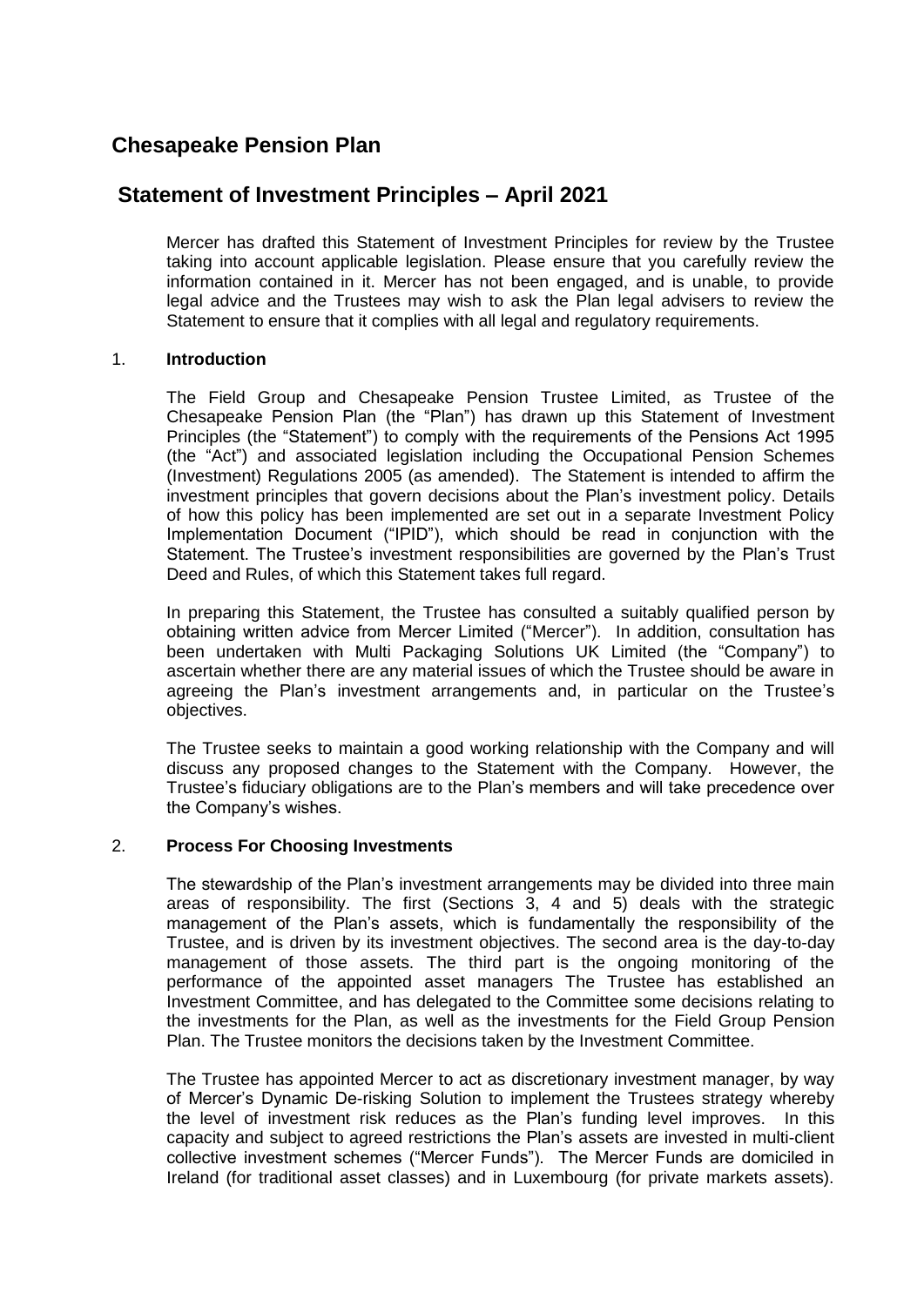# Chesapeake Pension Plan

## Statement of Investment Principles – April 2021

Mercer has drafted this Statement of Investment Principles for review by the Trustee taking into account applicable legislation. Please ensure that you carefully review the information contained in it. Mercer has not been engaged, and is unable, to provide legal advice and the Trustees may wish to ask the Plan legal advisers to review the Statement to ensure that it complies with all legal and regulatory requirements.

### 1. Introduction

The Field Group and Chesapeake Pension Trustee Limited, as Trustee of the Chesapeake Pension Plan (the "Plan") has drawn up this Statement of Investment Principles (the "Statement") to comply with the requirements of the Pensions Act 1995 (the "Act") and associated legislation including the Occupational Pension Schemes (Investment) Regulations 2005 (as amended). The Statement is intended to affirm the investment principles that govern decisions about the Plan's investment policy. Details of how this policy has been implemented are set out in a separate Investment Policy Implementation Document ("IPID"), which should be read in conjunction with the Statement. The Trustee's investment responsibilities are governed by the Plan's Trust Deed and Rules, of which this Statement takes full regard.

In preparing this Statement, the Trustee has consulted a suitably qualified person by obtaining written advice from Mercer Limited ("Mercer"). In addition, consultation has been undertaken with Multi Packaging Solutions UK Limited (the "Company") to ascertain whether there are any material issues of which the Trustee should be aware in agreeing the Plan's investment arrangements and, in particular on the Trustee's objectives.

The Trustee seeks to maintain a good working relationship with the Company and will discuss any proposed changes to the Statement with the Company. However, the Trustee's fiduciary obligations are to the Plan's members and will take precedence over the Company's wishes.

### 2. Process For Choosing Investments

The stewardship of the Plan's investment arrangements may be divided into three main areas of responsibility. The first (Sections 3, 4 and 5) deals with the strategic management of the Plan's assets, which is fundamentally the responsibility of the Trustee, and is driven by its investment objectives. The second area is the day-to-day management of those assets. The third part is the ongoing monitoring of the performance of the appointed asset managers The Trustee has established an Investment Committee, and has delegated to the Committee some decisions relating to the investments for the Plan, as well as the investments for the Field Group Pension Plan. The Trustee monitors the decisions taken by the Investment Committee.

The Trustee has appointed Mercer to act as discretionary investment manager, by way of Mercer's Dynamic De-risking Solution to implement the Trustees strategy whereby the level of investment risk reduces as the Plan's funding level improves. In this capacity and subject to agreed restrictions the Plan's assets are invested in multi-client collective investment schemes ("Mercer Funds"). The Mercer Funds are domiciled in Ireland (for traditional asset classes) and in Luxembourg (for private markets assets).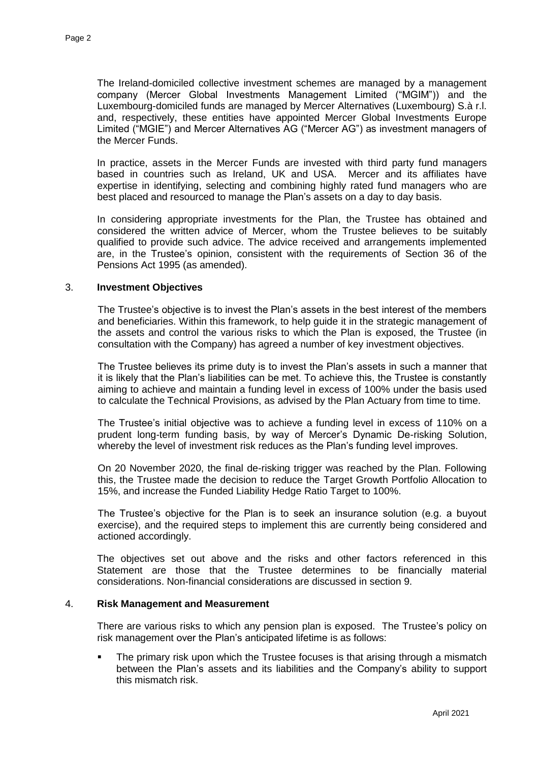The Ireland-domiciled collective investment schemes are managed by a management company (Mercer Global Investments Management Limited ("MGIM")) and the Luxembourg-domiciled funds are managed by Mercer Alternatives (Luxembourg) S.à r.l. and, respectively, these entities have appointed Mercer Global Investments Europe Limited ("MGIE") and Mercer Alternatives AG ("Mercer AG") as investment managers of the Mercer Funds.

In practice, assets in the Mercer Funds are invested with third party fund managers based in countries such as Ireland, UK and USA. Mercer and its affiliates have expertise in identifying, selecting and combining highly rated fund managers who are best placed and resourced to manage the Plan's assets on a day to day basis.

In considering appropriate investments for the Plan, the Trustee has obtained and considered the written advice of Mercer, whom the Trustee believes to be suitably qualified to provide such advice. The advice received and arrangements implemented are, in the Trustee's opinion, consistent with the requirements of Section 36 of the Pensions Act 1995 (as amended).

## 3. Investment Objectives

The Trustee's objective is to invest the Plan's assets in the best interest of the members and beneficiaries. Within this framework, to help guide it in the strategic management of the assets and control the various risks to which the Plan is exposed, the Trustee (in consultation with the Company) has agreed a number of key investment objectives.

The Trustee believes its prime duty is to invest the Plan's assets in such a manner that it is likely that the Plan's liabilities can be met. To achieve this, the Trustee is constantly aiming to achieve and maintain a funding level in excess of 100% under the basis used to calculate the Technical Provisions, as advised by the Plan Actuary from time to time.

The Trustee's initial objective was to achieve a funding level in excess of 110% on a prudent long-term funding basis, by way of Mercer's Dynamic De-risking Solution, whereby the level of investment risk reduces as the Plan's funding level improves.

On 20 November 2020, the final de-risking trigger was reached by the Plan. Following this, the Trustee made the decision to reduce the Target Growth Portfolio Allocation to 15%, and increase the Funded Liability Hedge Ratio Target to 100%.

The Trustee's objective for the Plan is to seek an insurance solution (e.g. a buyout exercise), and the required steps to implement this are currently being considered and actioned accordingly.

The objectives set out above and the risks and other factors referenced in this Statement are those that the Trustee determines to be financially material considerations. Non-financial considerations are discussed in section 9.

## 4. Risk Management and Measurement

There are various risks to which any pension plan is exposed. The Trustee's policy on risk management over the Plan's anticipated lifetime is as follows:

- The primary risk upon which the Trustee focuses is that arising through a mismatch between the Plan's assets and its liabilities and the Company's ability to support this mismatch risk.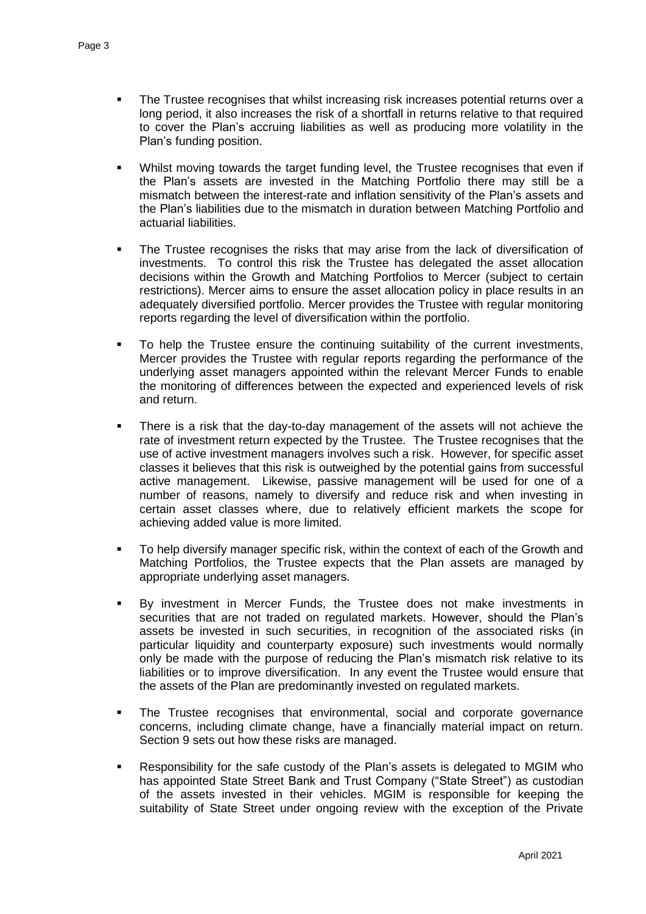- The Trustee recognises that whilst increasing risk increases potential returns over a long period, it also increases the risk of a shortfall in returns relative to that required to cover the Plan's accruing liabilities as well as producing more volatility in the Plan's funding position.

- Whilst moving towards the target funding level, the Trustee recognises that even if the Plan's assets are invested in the Matching Portfolio there may still be a mismatch between the interest-rate and inflation sensitivity of the Plan's assets and the Plan's liabilities due to the mismatch in duration between Matching Portfolio and actuarial liabilities.

- The Trustee recognises the risks that may arise from the lack of diversification of investments. To control this risk the Trustee has delegated the asset allocation decisions within the Growth and Matching Portfolios to Mercer (subject to certain restrictions). Mercer aims to ensure the asset allocation policy in place results in an adequately diversified portfolio. Mercer provides the Trustee with regular monitoring reports regarding the level of diversification within the portfolio.

- To help the Trustee ensure the continuing suitability of the current investments, Mercer provides the Trustee with regular reports regarding the performance of the underlying asset managers appointed within the relevant Mercer Funds to enable the monitoring of differences between the expected and experienced levels of risk and return.

- There is a risk that the day-to-day management of the assets will not achieve the rate of investment return expected by the Trustee. The Trustee recognises that the use of active investment managers involves such a risk. However, for specific asset classes it believes that this risk is outweighed by the potential gains from successful active management. Likewise, passive management will be used for one of a number of reasons, namely to diversify and reduce risk and when investing in certain asset classes where, due to relatively efficient markets the scope for achieving added value is more limited.

- To help diversify manager specific risk, within the context of each of the Growth and Matching Portfolios, the Trustee expects that the Plan assets are managed by appropriate underlying asset managers.

- By investment in Mercer Funds, the Trustee does not make investments in securities that are not traded on regulated markets. However, should the Plan's assets be invested in such securities, in recognition of the associated risks (in particular liquidity and counterparty exposure) such investments would normally only be made with the purpose of reducing the Plan's mismatch risk relative to its liabilities or to improve diversification. In any event the Trustee would ensure that the assets of the Plan are predominantly invested on regulated markets.

- The Trustee recognises that environmental, social and corporate governance concerns, including climate change, have a financially material impact on return. Section 9 sets out how these risks are managed.

- Responsibility for the safe custody of the Plan's assets is delegated to MGIM who has appointed State Street Bank and Trust Company ("State Street") as custodian of the assets invested in their vehicles. MGIM is responsible for keeping the suitability of State Street under ongoing review with the exception of the Private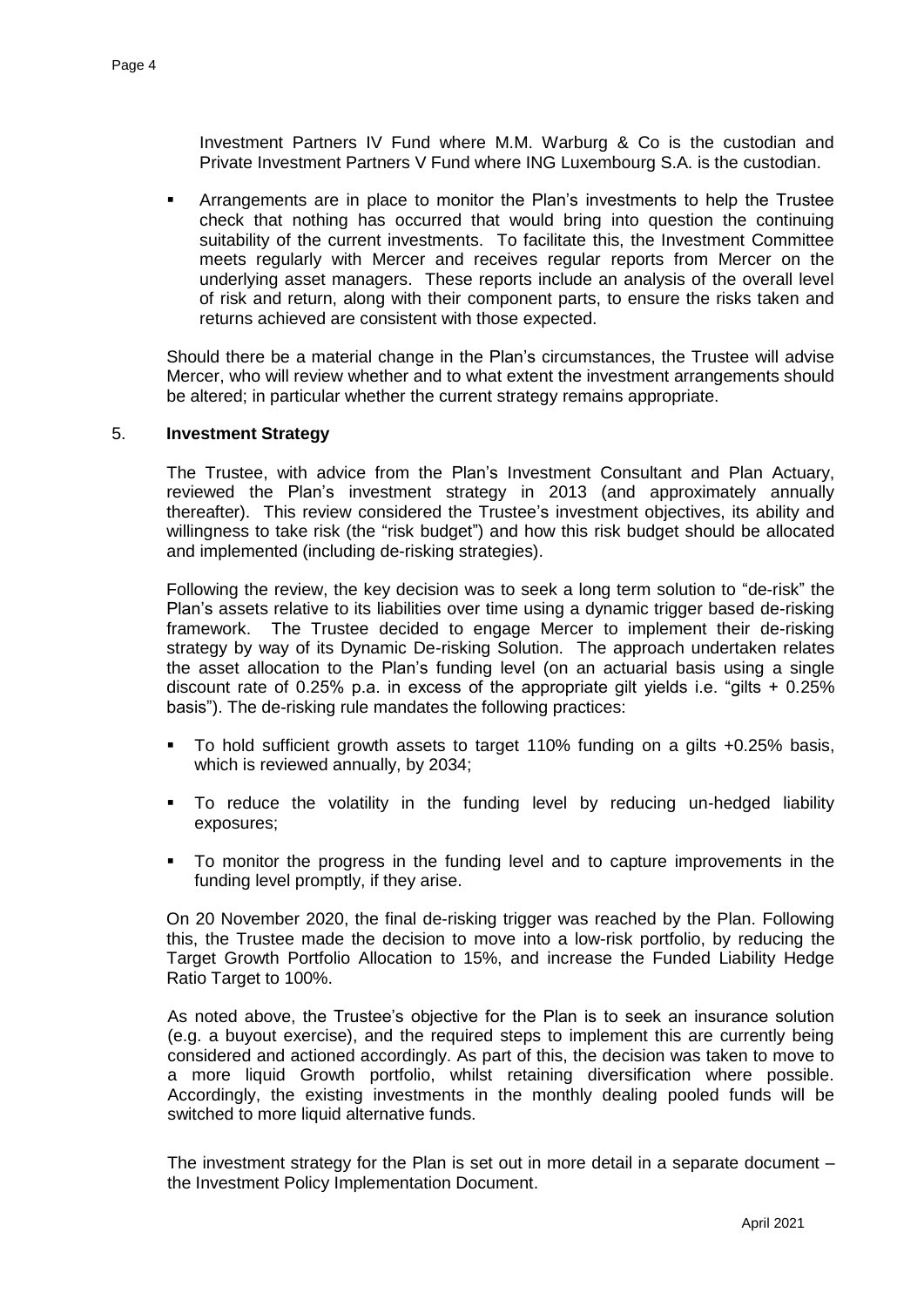Investment Partners IV Fund where M.M. Warburg & Co is the custodian and Private Investment Partners V Fund where ING Luxembourg S.A. is the custodian.

- Arrangements are in place to monitor the Plan's investments to help the Trustee check that nothing has occurred that would bring into question the continuing suitability of the current investments. To facilitate this, the Investment Committee meets regularly with Mercer and receives regular reports from Mercer on the underlying asset managers. These reports include an analysis of the overall level of risk and return, along with their component parts, to ensure the risks taken and returns achieved are consistent with those expected.

Should there be a material change in the Plan's circumstances, the Trustee will advise Mercer, who will review whether and to what extent the investment arrangements should be altered; in particular whether the current strategy remains appropriate.

## 5. Investment Strategy

The Trustee, with advice from the Plan's Investment Consultant and Plan Actuary, reviewed the Plan's investment strategy in 2013 (and approximately annually thereafter). This review considered the Trustee's investment objectives, its ability and willingness to take risk (the "risk budget") and how this risk budget should be allocated and implemented (including de-risking strategies).

Following the review, the key decision was to seek a long term solution to "de-risk" the Plan's assets relative to its liabilities over time using a dynamic trigger based de-risking framework. The Trustee decided to engage Mercer to implement their de-risking strategy by way of its Dynamic De-risking Solution. The approach undertaken relates the asset allocation to the Plan's funding level (on an actuarial basis using a single discount rate of 0.25% p.a. in excess of the appropriate gilt yields i.e. "gilts + 0.25% basis"). The de-risking rule mandates the following practices:

- To hold sufficient growth assets to target 110% funding on a gilts +0.25% basis, which is reviewed annually, by 2034;
- To reduce the volatility in the funding level by reducing un-hedged liability exposures;
- To monitor the progress in the funding level and to capture improvements in the funding level promptly, if they arise.

On 20 November 2020, the final de-risking trigger was reached by the Plan. Following this, the Trustee made the decision to move into a low-risk portfolio, by reducing the Target Growth Portfolio Allocation to 15%, and increase the Funded Liability Hedge Ratio Target to 100%.

As noted above, the Trustee's objective for the Plan is to seek an insurance solution (e.g. a buyout exercise), and the required steps to implement this are currently being considered and actioned accordingly. As part of this, the decision was taken to move to a more liquid Growth portfolio, whilst retaining diversification where possible. Accordingly, the existing investments in the monthly dealing pooled funds will be switched to more liquid alternative funds.

The investment strategy for the Plan is set out in more detail in a separate document – the Investment Policy Implementation Document.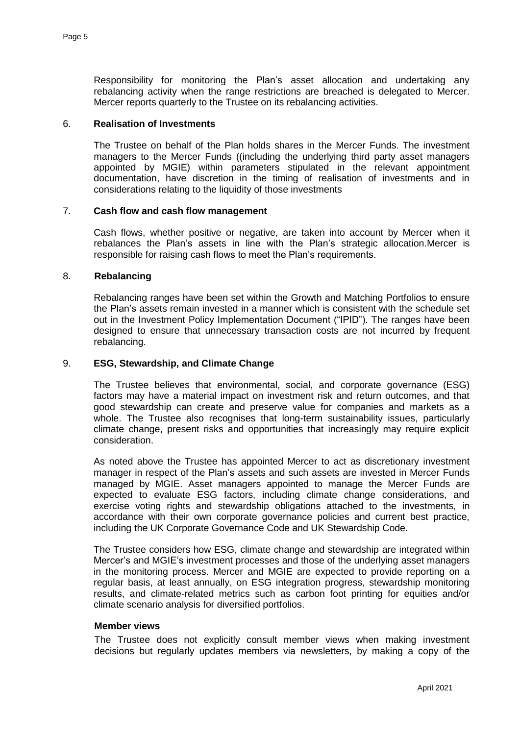Responsibility for monitoring the Plan's asset allocation and undertaking any rebalancing activity when the range restrictions are breached is delegated to Mercer. Mercer reports quarterly to the Trustee on its rebalancing activities.

## 6. Realisation of Investments

The Trustee on behalf of the Plan holds shares in the Mercer Funds. The investment managers to the Mercer Funds ((including the underlying third party asset managers appointed by MGIE) within parameters stipulated in the relevant appointment documentation, have discretion in the timing of realisation of investments and in considerations relating to the liquidity of those investments

## 7. Cash flow and cash flow management

Cash flows, whether positive or negative, are taken into account by Mercer when it rebalances the Plan's assets in line with the Plan's strategic allocation.Mercer is responsible for raising cash flows to meet the Plan's requirements.

## 8. Rebalancing

Rebalancing ranges have been set within the Growth and Matching Portfolios to ensure the Plan's assets remain invested in a manner which is consistent with the schedule set out in the Investment Policy Implementation Document ("IPID"). The ranges have been designed to ensure that unnecessary transaction costs are not incurred by frequent rebalancing.

## 9. ESG, Stewardship, and Climate Change

The Trustee believes that environmental, social, and corporate governance (ESG) factors may have a material impact on investment risk and return outcomes, and that good stewardship can create and preserve value for companies and markets as a whole. The Trustee also recognises that long-term sustainability issues, particularly climate change, present risks and opportunities that increasingly may require explicit consideration.

As noted above the Trustee has appointed Mercer to act as discretionary investment manager in respect of the Plan's assets and such assets are invested in Mercer Funds managed by MGIE. Asset managers appointed to manage the Mercer Funds are expected to evaluate ESG factors, including climate change considerations, and exercise voting rights and stewardship obligations attached to the investments, in accordance with their own corporate governance policies and current best practice, including the UK Corporate Governance Code and UK Stewardship Code.

The Trustee considers how ESG, climate change and stewardship are integrated within Mercer's and MGIE's investment processes and those of the underlying asset managers in the monitoring process. Mercer and MGIE are expected to provide reporting on a regular basis, at least annually, on ESG integration progress, stewardship monitoring results, and climate-related metrics such as carbon foot printing for equities and/or climate scenario analysis for diversified portfolios.

### Member views

The Trustee does not explicitly consult member views when making investment decisions but regularly updates members via newsletters, by making a copy of the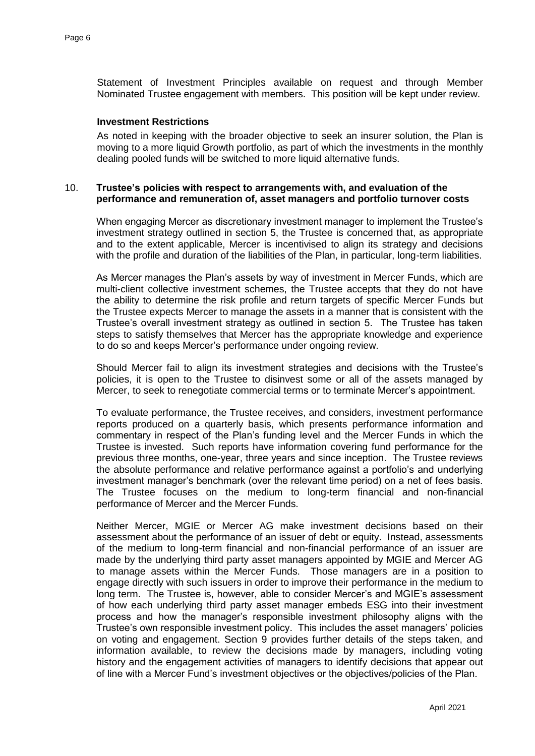Statement of Investment Principles available on request and through Member Nominated Trustee engagement with members. This position will be kept under review.

**Investment Restrictions**

As noted in keeping with the broader objective to seek an insurer solution, the Plan is moving to a more liquid Growth portfolio, as part of which the investments in the monthly dealing pooled funds will be switched to more liquid alternative funds.

## 10. Trustee's policies with respect to arrangements with, and evaluation of the performance and remuneration of, asset managers and portfolio turnover costs

When engaging Mercer as discretionary investment manager to implement the Trustee's investment strategy outlined in section 5, the Trustee is concerned that, as appropriate and to the extent applicable, Mercer is incentivised to align its strategy and decisions with the profile and duration of the liabilities of the Plan, in particular, long-term liabilities.

As Mercer manages the Plan's assets by way of investment in Mercer Funds, which are multi-client collective investment schemes, the Trustee accepts that they do not have the ability to determine the risk profile and return targets of specific Mercer Funds but the Trustee expects Mercer to manage the assets in a manner that is consistent with the Trustee's overall investment strategy as outlined in section 5. The Trustee has taken steps to satisfy themselves that Mercer has the appropriate knowledge and experience to do so and keeps Mercer's performance under ongoing review.

Should Mercer fail to align its investment strategies and decisions with the Trustee's policies, it is open to the Trustee to disinvest some or all of the assets managed by Mercer, to seek to renegotiate commercial terms or to terminate Mercer's appointment.

To evaluate performance, the Trustee receives, and considers, investment performance reports produced on a quarterly basis, which presents performance information and commentary in respect of the Plan's funding level and the Mercer Funds in which the Trustee is invested. Such reports have information covering fund performance for the previous three months, one-year, three years and since inception. The Trustee reviews the absolute performance and relative performance against a portfolio's and underlying investment manager's benchmark (over the relevant time period) on a net of fees basis. The Trustee focuses on the medium to long-term financial and non-financial performance of Mercer and the Mercer Funds.

Neither Mercer, MGIE or Mercer AG make investment decisions based on their assessment about the performance of an issuer of debt or equity. Instead, assessments of the medium to long-term financial and non-financial performance of an issuer are made by the underlying third party asset managers appointed by MGIE and Mercer AG to manage assets within the Mercer Funds. Those managers are in a position to engage directly with such issuers in order to improve their performance in the medium to long term. The Trustee is, however, able to consider Mercer's and MGIE's assessment of how each underlying third party asset manager embeds ESG into their investment process and how the manager's responsible investment philosophy aligns with the Trustee's own responsible investment policy. This includes the asset managers' policies on voting and engagement. Section 9 provides further details of the steps taken, and information available, to review the decisions made by managers, including voting history and the engagement activities of managers to identify decisions that appear out of line with a Mercer Fund's investment objectives or the objectives/policies of the Plan.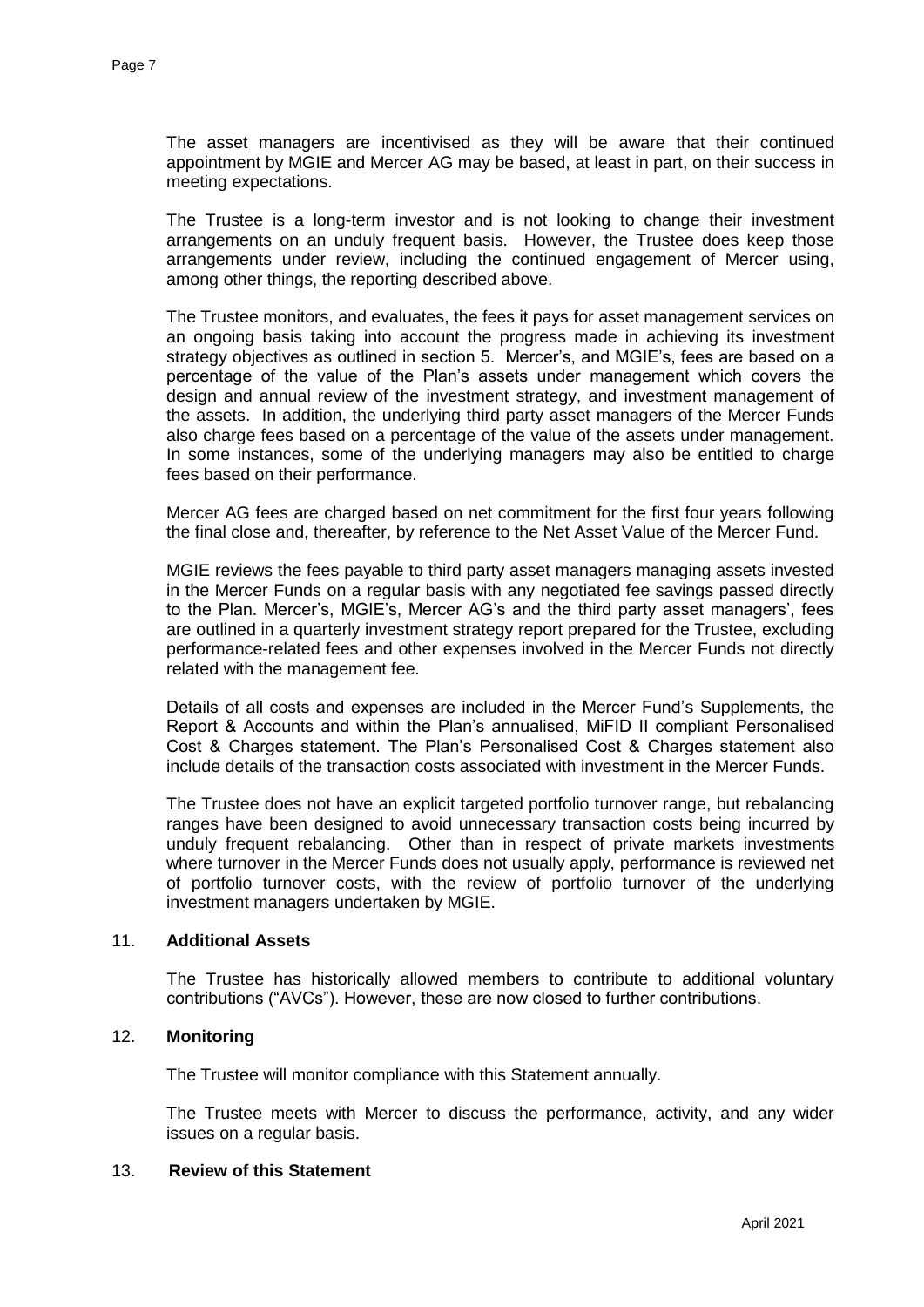The asset managers are incentivised as they will be aware that their continued appointment by MGIE and Mercer AG may be based, at least in part, on their success in meeting expectations.

The Trustee is a long-term investor and is not looking to change their investment arrangements on an unduly frequent basis. However, the Trustee does keep those arrangements under review, including the continued engagement of Mercer using, among other things, the reporting described above.

The Trustee monitors, and evaluates, the fees it pays for asset management services on an ongoing basis taking into account the progress made in achieving its investment strategy objectives as outlined in section 5. Mercer's, and MGIE's, fees are based on a percentage of the value of the Plan's assets under management which covers the design and annual review of the investment strategy, and investment management of the assets. In addition, the underlying third party asset managers of the Mercer Funds also charge fees based on a percentage of the value of the assets under management. In some instances, some of the underlying managers may also be entitled to charge fees based on their performance.

Mercer AG fees are charged based on net commitment for the first four years following the final close and, thereafter, by reference to the Net Asset Value of the Mercer Fund.

MGIE reviews the fees payable to third party asset managers managing assets invested in the Mercer Funds on a regular basis with any negotiated fee savings passed directly to the Plan. Mercer's, MGIE's, Mercer AG's and the third party asset managers', fees are outlined in a quarterly investment strategy report prepared for the Trustee, excluding performance-related fees and other expenses involved in the Mercer Funds not directly related with the management fee.

Details of all costs and expenses are included in the Mercer Fund's Supplements, the Report & Accounts and within the Plan's annualised, MiFID II compliant Personalised Cost & Charges statement. The Plan's Personalised Cost & Charges statement also include details of the transaction costs associated with investment in the Mercer Funds.

The Trustee does not have an explicit targeted portfolio turnover range, but rebalancing ranges have been designed to avoid unnecessary transaction costs being incurred by unduly frequent rebalancing. Other than in respect of private markets investments where turnover in the Mercer Funds does not usually apply, performance is reviewed net of portfolio turnover costs, with the review of portfolio turnover of the underlying investment managers undertaken by MGIE.

## 11. **Additional Assets**

The Trustee has historically allowed members to contribute to additional voluntary contributions ("AVCs"). However, these are now closed to further contributions.

## 12. **Monitoring**

The Trustee will monitor compliance with this Statement annually.

The Trustee meets with Mercer to discuss the performance, activity, and any wider issues on a regular basis.

## 13. **Review of this Statement**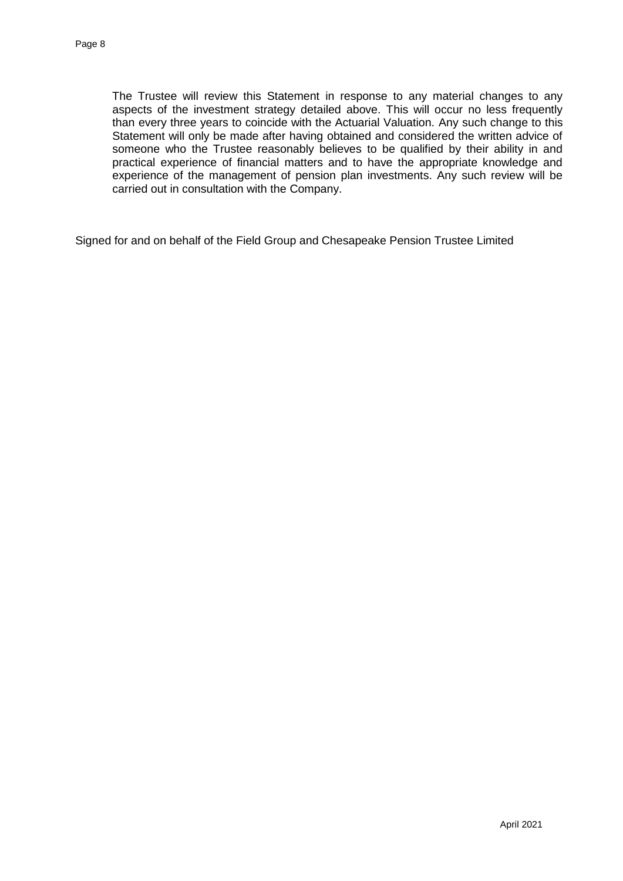The Trustee will review this Statement in response to any material changes to any aspects of the investment strategy detailed above. This will occur no less frequently than every three years to coincide with the Actuarial Valuation. Any such change to this Statement will only be made after having obtained and considered the written advice of someone who the Trustee reasonably believes to be qualified by their ability in and practical experience of financial matters and to have the appropriate knowledge and experience of the management of pension plan investments. Any such review will be carried out in consultation with the Company.

Signed for and on behalf of the Field Group and Chesapeake Pension Trustee Limited

April 2021